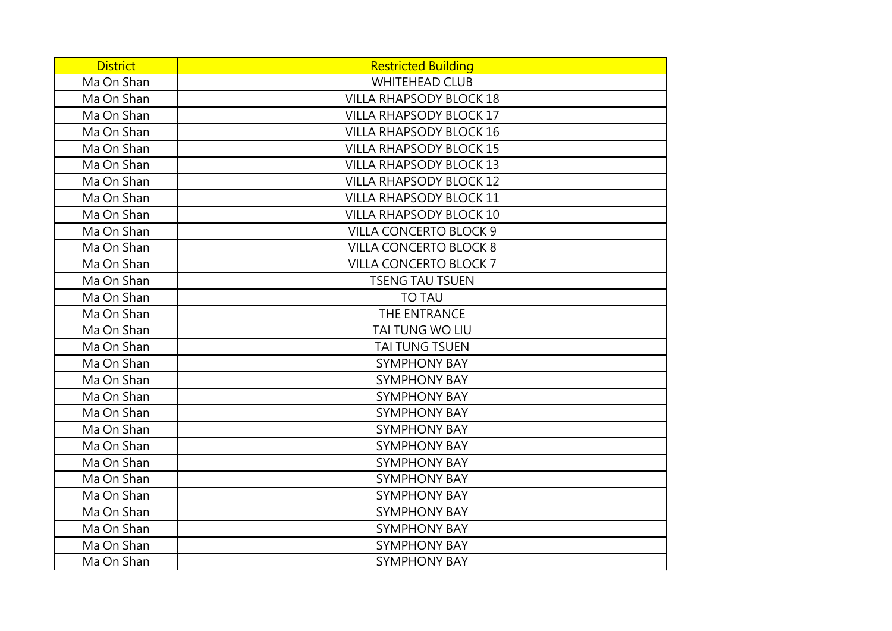| District | Restricted Building |
| --- | --- |
| Ma On Shan | WHITEHEAD CLUB |
| Ma On Shan | VILLA RHAPSODY BLOCK 18 |
| Ma On Shan | VILLA RHAPSODY BLOCK 17 |
| Ma On Shan | VILLA RHAPSODY BLOCK 16 |
| Ma On Shan | VILLA RHAPSODY BLOCK 15 |
| Ma On Shan | VILLA RHAPSODY BLOCK 13 |
| Ma On Shan | VILLA RHAPSODY BLOCK 12 |
| Ma On Shan | VILLA RHAPSODY BLOCK 11 |
| Ma On Shan | VILLA RHAPSODY BLOCK 10 |
| Ma On Shan | VILLA CONCERTO BLOCK 9 |
| Ma On Shan | VILLA CONCERTO BLOCK 8 |
| Ma On Shan | VILLA CONCERTO BLOCK 7 |
| Ma On Shan | TSENG TAU TSUEN |
| Ma On Shan | TO TAU |
| Ma On Shan | THE ENTRANCE |
| Ma On Shan | TAI TUNG WO LIU |
| Ma On Shan | TAI TUNG TSUEN |
| Ma On Shan | SYMPHONY BAY |
| Ma On Shan | SYMPHONY BAY |
| Ma On Shan | SYMPHONY BAY |
| Ma On Shan | SYMPHONY BAY |
| Ma On Shan | SYMPHONY BAY |
| Ma On Shan | SYMPHONY BAY |
| Ma On Shan | SYMPHONY BAY |
| Ma On Shan | SYMPHONY BAY |
| Ma On Shan | SYMPHONY BAY |
| Ma On Shan | SYMPHONY BAY |
| Ma On Shan | SYMPHONY BAY |
| Ma On Shan | SYMPHONY BAY |
| Ma On Shan | SYMPHONY BAY |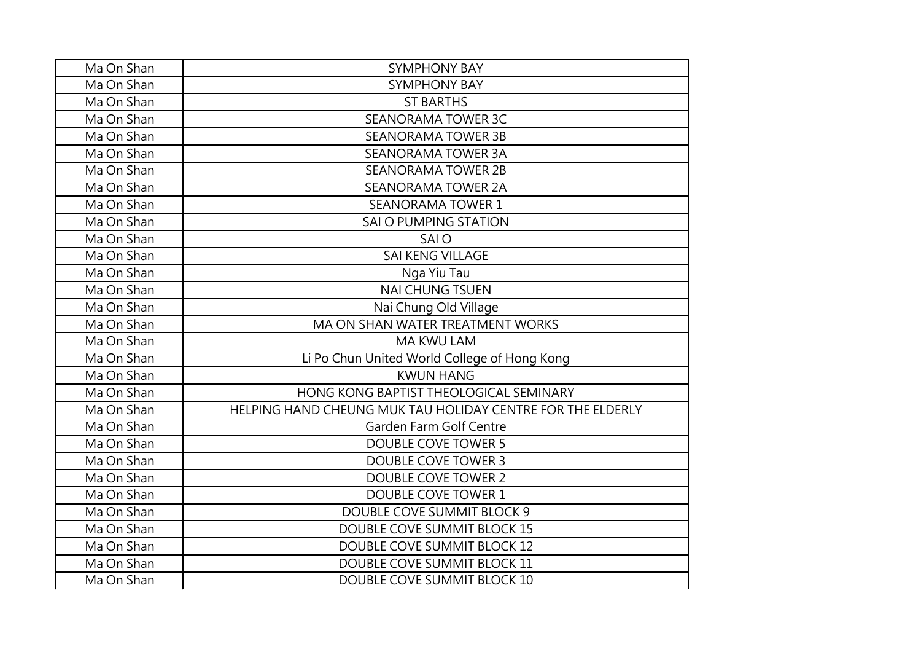| | |
|---|---|
| Ma On Shan | SYMPHONY BAY |
| Ma On Shan | SYMPHONY BAY |
| Ma On Shan | ST BARTHS |
| Ma On Shan | SEANORAMA TOWER 3C |
| Ma On Shan | SEANORAMA TOWER 3B |
| Ma On Shan | SEANORAMA TOWER 3A |
| Ma On Shan | SEANORAMA TOWER 2B |
| Ma On Shan | SEANORAMA TOWER 2A |
| Ma On Shan | SEANORAMA TOWER 1 |
| Ma On Shan | SAI O PUMPING STATION |
| Ma On Shan | SAI O |
| Ma On Shan | SAI KENG VILLAGE |
| Ma On Shan | Nga Yiu Tau |
| Ma On Shan | NAI CHUNG TSUEN |
| Ma On Shan | Nai Chung Old Village |
| Ma On Shan | MA ON SHAN WATER TREATMENT WORKS |
| Ma On Shan | MA KWU LAM |
| Ma On Shan | Li Po Chun United World College of Hong Kong |
| Ma On Shan | KWUN HANG |
| Ma On Shan | HONG KONG BAPTIST THEOLOGICAL SEMINARY |
| Ma On Shan | HELPING HAND CHEUNG MUK TAU HOLIDAY CENTRE FOR THE ELDERLY |
| Ma On Shan | Garden Farm Golf Centre |
| Ma On Shan | DOUBLE COVE TOWER 5 |
| Ma On Shan | DOUBLE COVE TOWER 3 |
| Ma On Shan | DOUBLE COVE TOWER 2 |
| Ma On Shan | DOUBLE COVE TOWER 1 |
| Ma On Shan | DOUBLE COVE SUMMIT BLOCK 9 |
| Ma On Shan | DOUBLE COVE SUMMIT BLOCK 15 |
| Ma On Shan | DOUBLE COVE SUMMIT BLOCK 12 |
| Ma On Shan | DOUBLE COVE SUMMIT BLOCK 11 |
| Ma On Shan | DOUBLE COVE SUMMIT BLOCK 10 |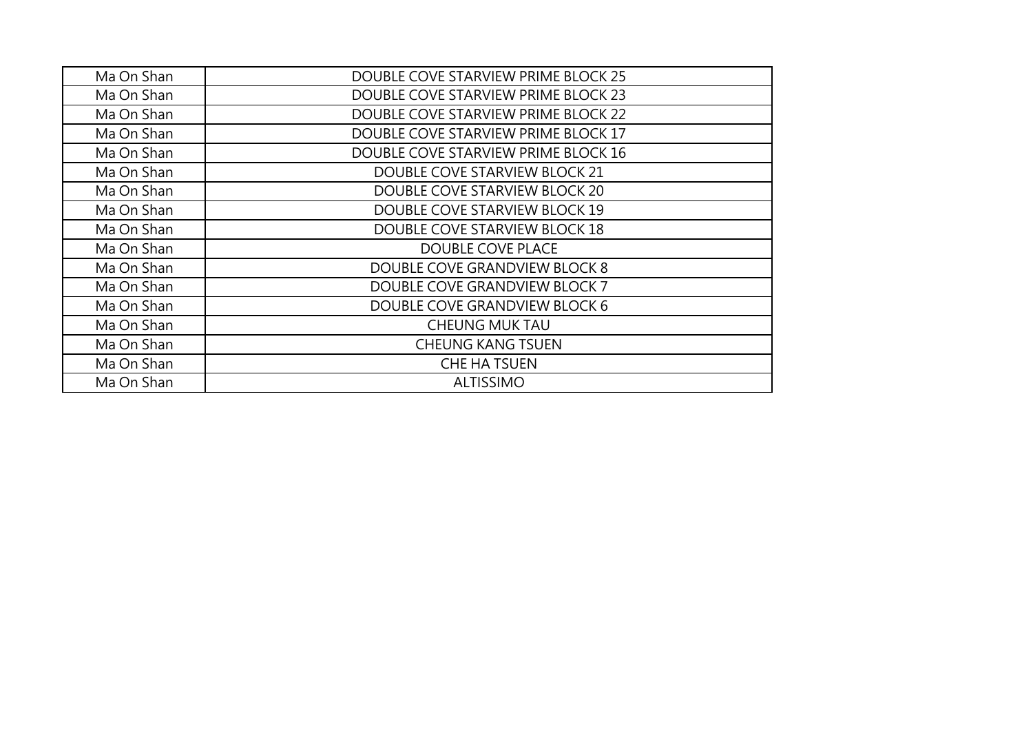| | |
|---|---|
| Ma On Shan | DOUBLE COVE STARVIEW PRIME BLOCK 25 |
| Ma On Shan | DOUBLE COVE STARVIEW PRIME BLOCK 23 |
| Ma On Shan | DOUBLE COVE STARVIEW PRIME BLOCK 22 |
| Ma On Shan | DOUBLE COVE STARVIEW PRIME BLOCK 17 |
| Ma On Shan | DOUBLE COVE STARVIEW PRIME BLOCK 16 |
| Ma On Shan | DOUBLE COVE STARVIEW BLOCK 21 |
| Ma On Shan | DOUBLE COVE STARVIEW BLOCK 20 |
| Ma On Shan | DOUBLE COVE STARVIEW BLOCK 19 |
| Ma On Shan | DOUBLE COVE STARVIEW BLOCK 18 |
| Ma On Shan | DOUBLE COVE PLACE |
| Ma On Shan | DOUBLE COVE GRANDVIEW BLOCK 8 |
| Ma On Shan | DOUBLE COVE GRANDVIEW BLOCK 7 |
| Ma On Shan | DOUBLE COVE GRANDVIEW BLOCK 6 |
| Ma On Shan | CHEUNG MUK TAU |
| Ma On Shan | CHEUNG KANG TSUEN |
| Ma On Shan | CHE HA TSUEN |
| Ma On Shan | ALTISSIMO |